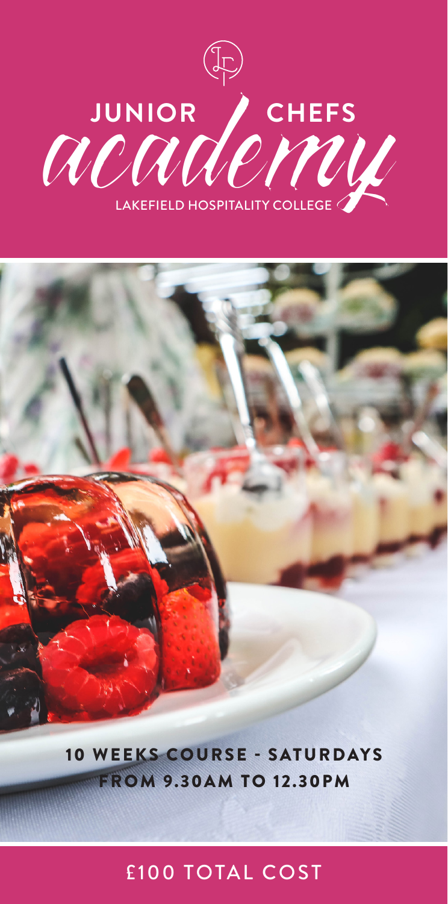# JUNIOR CHEFS *academy*

LAKEFIELD HOSPITALITY COLLEGE

**10 WEEKS COURSE - SATURDAYS FROM 9.30AM TO 12.30PM**

£100 TOTAL COST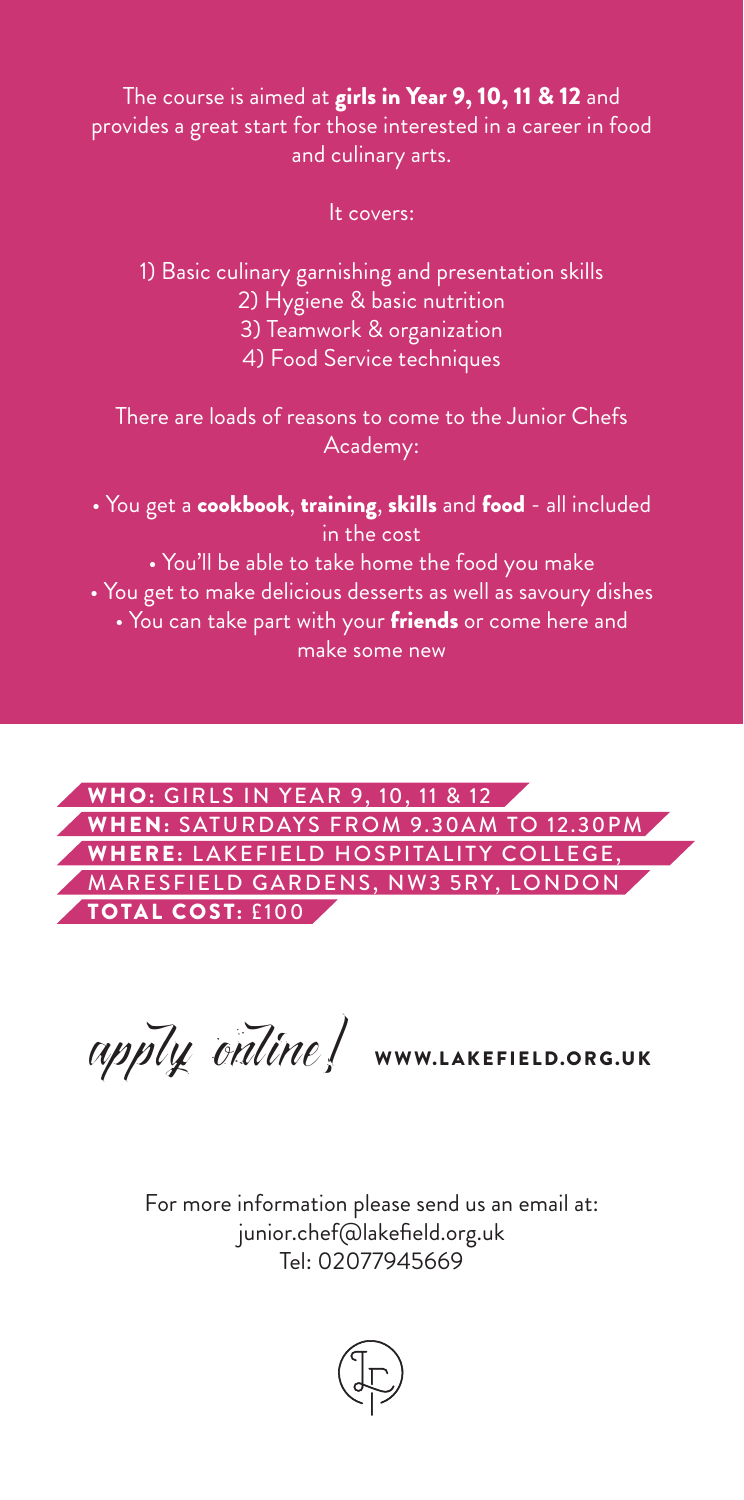The course is aimed at **girls in Year 9, 10, 11 & 12** and provides a great start for those interested in a career in food and culinary arts.

It covers:

1) Basic culinary garnishing and presentation skills
2) Hygiene & basic nutrition
3) Teamwork & organization
4) Food Service techniques

There are loads of reasons to come to the Junior Chefs Academy:

- You get a **cookbook**, **training**, **skills** and **food** - all included in the cost
- You'll be able to take home the food you make
- You get to make delicious desserts as well as savoury dishes
- You can take part with your **friends** or come here and make some new

**WHO:** GIRLS IN YEAR 9, 10, 11 & 12
**WHEN:** SATURDAYS FROM 9.30AM TO 12.30PM
**WHERE:** LAKEFIELD HOSPITALITY COLLEGE, MARESFIELD GARDENS, NW3 5RY, LONDON
**TOTAL COST:** £100

*apply online!* **WWW.LAKEFIELD.ORG.UK**

For more information please send us an email at:
junior.chef@lakefield.org.uk
Tel: 02077945669